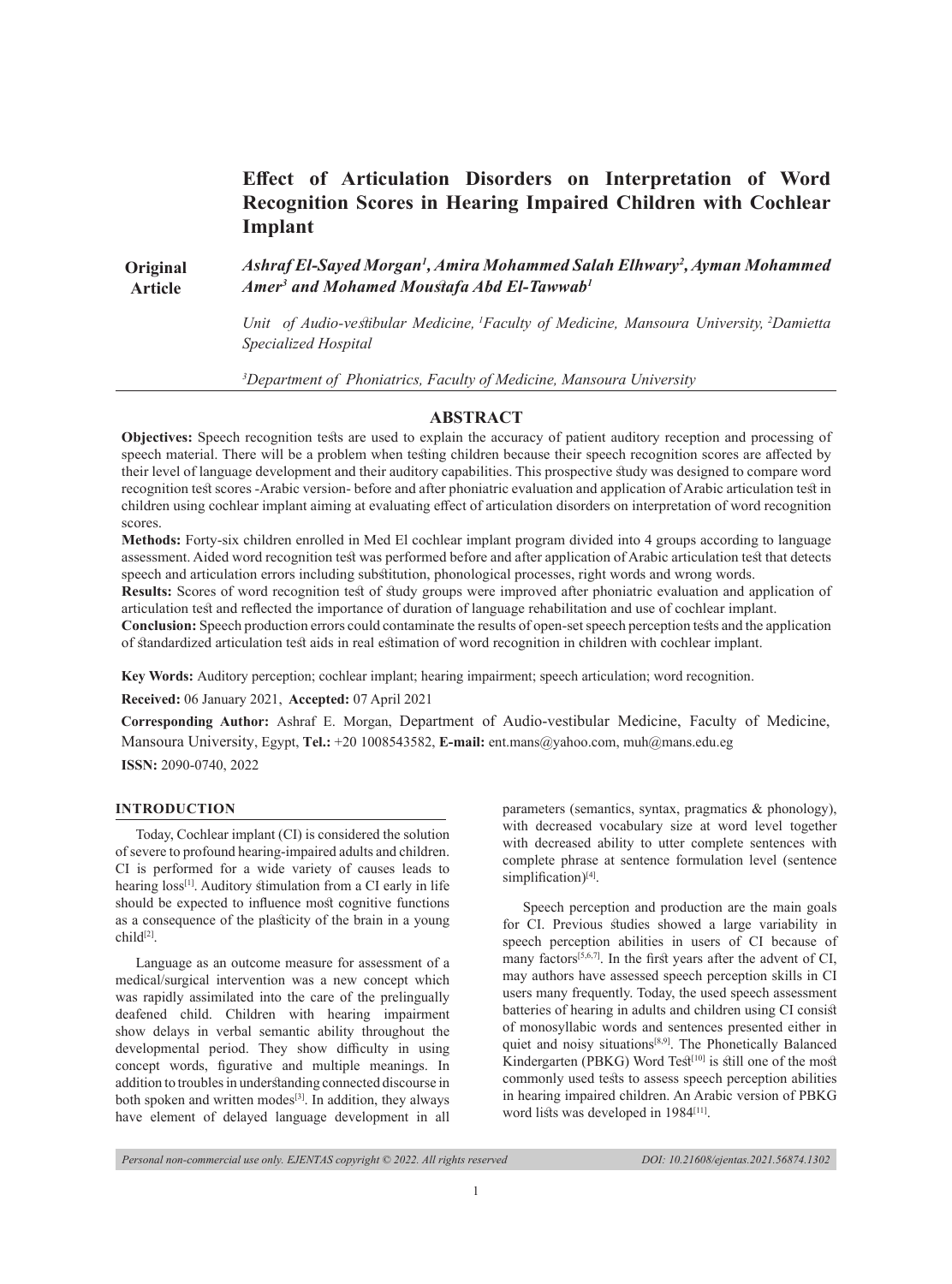# Effect of Articulation Disorders on Interpretation of Word Recognition Scores in Hearing Impaired Children with Cochlear Implant

**Original Article**

***Ashraf El-Sayed Morgan[1], Amira Mohammed Salah Elhwary[2], Ayman Mohammed Amer[3] and Mohamed Moustafa Abd El-Tawwab[1]***

*Unit of Audio-vestibular Medicine, [1]Faculty of Medicine, Mansoura University, [2]Damietta Specialized Hospital*

*[3]Department of Phoniatrics, Faculty of Medicine, Mansoura University*

## ABSTRACT

**Objectives:** Speech recognition tests are used to explain the accuracy of patient auditory reception and processing of speech material. There will be a problem when testing children because their speech recognition scores are affected by their level of language development and their auditory capabilities. This prospective study was designed to compare word recognition test scores -Arabic version- before and after phoniatric evaluation and application of Arabic articulation test in children using cochlear implant aiming at evaluating effect of articulation disorders on interpretation of word recognition scores.

**Methods:** Forty-six children enrolled in Med El cochlear implant program divided into 4 groups according to language assessment. Aided word recognition test was performed before and after application of Arabic articulation test that detects speech and articulation errors including substitution, phonological processes, right words and wrong words.

**Results:** Scores of word recognition test of study groups were improved after phoniatric evaluation and application of articulation test and reflected the importance of duration of language rehabilitation and use of cochlear implant.

**Conclusion:** Speech production errors could contaminate the results of open-set speech perception tests and the application of standardized articulation test aids in real estimation of word recognition in children with cochlear implant.

**Key Words:** Auditory perception; cochlear implant; hearing impairment; speech articulation; word recognition.

**Received:** 06 January 2021, **Accepted:** 07 April 2021

**Corresponding Author:** Ashraf E. Morgan, Department of Audio-vestibular Medicine, Faculty of Medicine, Mansoura University, Egypt, **Tel.:** +20 1008543582, **E-mail:** ent.mans@yahoo.com, muh@mans.edu.eg

**ISSN:** 2090-0740, 2022

## INTRODUCTION

Today, Cochlear implant (CI) is considered the solution of severe to profound hearing-impaired adults and children. CI is performed for a wide variety of causes leads to hearing loss[1]. Auditory stimulation from a CI early in life should be expected to influence most cognitive functions as a consequence of the plasticity of the brain in a young child[2].

Language as an outcome measure for assessment of a medical/surgical intervention was a new concept which was rapidly assimilated into the care of the prelingually deafened child. Children with hearing impairment show delays in verbal semantic ability throughout the developmental period. They show difficulty in using concept words, figurative and multiple meanings. In addition to troubles in understanding connected discourse in both spoken and written modes[3]. In addition, they always have element of delayed language development in all parameters (semantics, syntax, pragmatics & phonology), with decreased vocabulary size at word level together with decreased ability to utter complete sentences with complete phrase at sentence formulation level (sentence simplification)[4].

Speech perception and production are the main goals for CI. Previous studies showed a large variability in speech perception abilities in users of CI because of many factors[5,6,7]. In the first years after the advent of CI, may authors have assessed speech perception skills in CI users many frequently. Today, the used speech assessment batteries of hearing in adults and children using CI consist of monosyllabic words and sentences presented either in quiet and noisy situations[8,9]. The Phonetically Balanced Kindergarten (PBKG) Word Test[10] is still one of the most commonly used tests to assess speech perception abilities in hearing impaired children. An Arabic version of PBKG word lists was developed in 1984[11].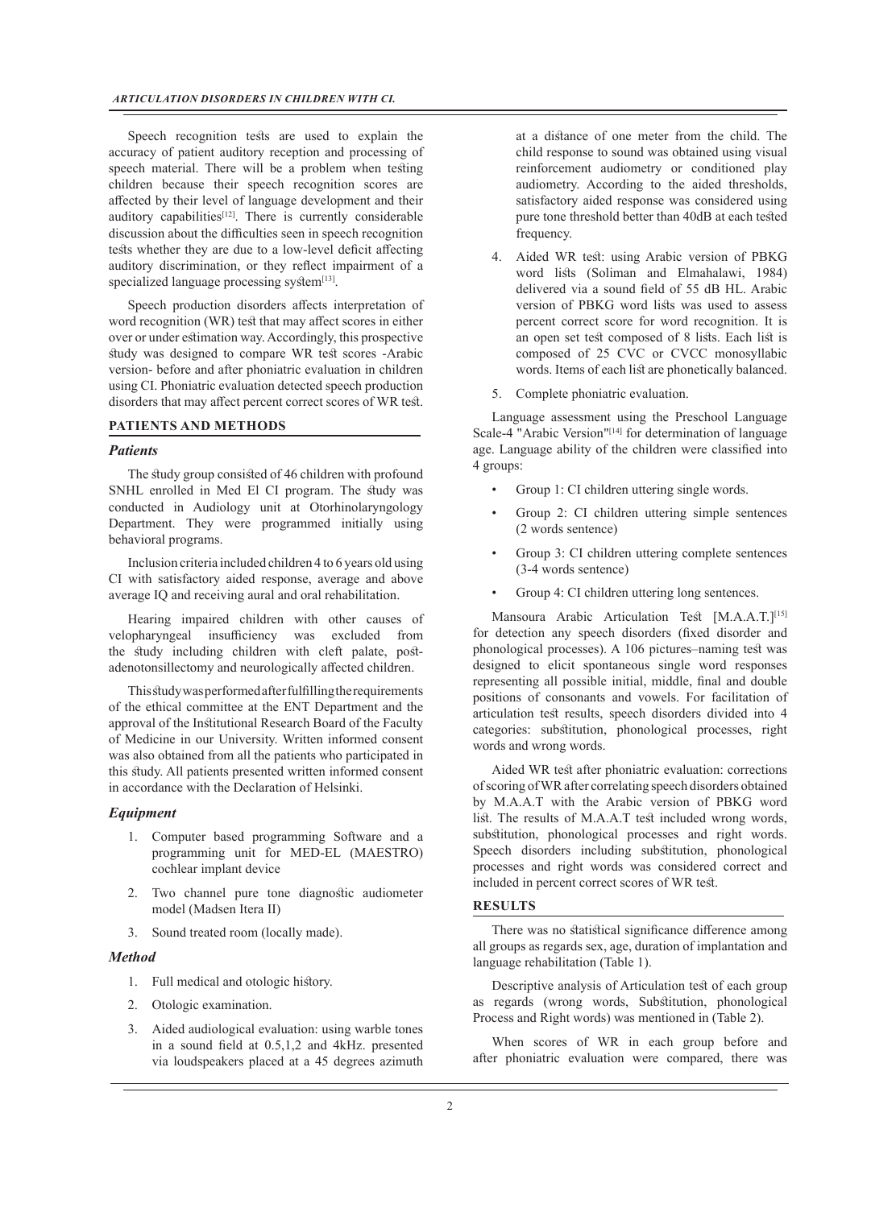Speech recognition tests are used to explain the accuracy of patient auditory reception and processing of speech material. There will be a problem when testing children because their speech recognition scores are affected by their level of language development and their auditory capabilities[12]. There is currently considerable discussion about the difficulties seen in speech recognition tests whether they are due to a low-level deficit affecting auditory discrimination, or they reflect impairment of a specialized language processing system[13].

Speech production disorders affects interpretation of word recognition (WR) test that may affect scores in either over or under estimation way. Accordingly, this prospective study was designed to compare WR test scores -Arabic version- before and after phoniatric evaluation in children using CI. Phoniatric evaluation detected speech production disorders that may affect percent correct scores of WR test.

## PATIENTS AND METHODS

### *Patients*

The study group consisted of 46 children with profound SNHL enrolled in Med El CI program. The study was conducted in Audiology unit at Otorhinolaryngology Department. They were programmed initially using behavioral programs.

Inclusion criteria included children 4 to 6 years old using CI with satisfactory aided response, average and above average IQ and receiving aural and oral rehabilitation.

Hearing impaired children with other causes of velopharyngeal insufficiency was excluded from the study including children with cleft palate, post-adenotonsillectomy and neurologically affected children.

This study was performed after fulfilling the requirements of the ethical committee at the ENT Department and the approval of the Institutional Research Board of the Faculty of Medicine in our University. Written informed consent was also obtained from all the patients who participated in this study. All patients presented written informed consent in accordance with the Declaration of Helsinki.

### *Equipment*

1. Computer based programming Software and a programming unit for MED-EL (MAESTRO) cochlear implant device
2. Two channel pure tone diagnostic audiometer model (Madsen Itera II)
3. Sound treated room (locally made).

### *Method*

1. Full medical and otologic history.
2. Otologic examination.
3. Aided audiological evaluation: using warble tones in a sound field at 0.5,1,2 and 4kHz. presented via loudspeakers placed at a 45 degrees azimuth at a distance of one meter from the child. The child response to sound was obtained using visual reinforcement audiometry or conditioned play audiometry. According to the aided thresholds, satisfactory aided response was considered using pure tone threshold better than 40dB at each tested frequency.
4. Aided WR test: using Arabic version of PBKG word lists (Soliman and Elmahalawi, 1984) delivered via a sound field of 55 dB HL. Arabic version of PBKG word lists was used to assess percent correct score for word recognition. It is an open set test composed of 8 lists. Each list is composed of 25 CVC or CVCC monosyllabic words. Items of each list are phonetically balanced.
5. Complete phoniatric evaluation.

Language assessment using the Preschool Language Scale-4 "Arabic Version"[14] for determination of language age. Language ability of the children were classified into 4 groups:

- Group 1: CI children uttering single words.
- Group 2: CI children uttering simple sentences (2 words sentence)
- Group 3: CI children uttering complete sentences (3-4 words sentence)
- Group 4: CI children uttering long sentences.

Mansoura Arabic Articulation Test [M.A.A.T.][15] for detection any speech disorders (fixed disorder and phonological processes). A 106 pictures–naming test was designed to elicit spontaneous single word responses representing all possible initial, middle, final and double positions of consonants and vowels. For facilitation of articulation test results, speech disorders divided into 4 categories: substitution, phonological processes, right words and wrong words.

Aided WR test after phoniatric evaluation: corrections of scoring of WR after correlating speech disorders obtained by M.A.A.T with the Arabic version of PBKG word list. The results of M.A.A.T test included wrong words, substitution, phonological processes and right words. Speech disorders including substitution, phonological processes and right words was considered correct and included in percent correct scores of WR test.

## RESULTS

There was no statistical significance difference among all groups as regards sex, age, duration of implantation and language rehabilitation (Table 1).

Descriptive analysis of Articulation test of each group as regards (wrong words, Substitution, phonological Process and Right words) was mentioned in (Table 2).

When scores of WR in each group before and after phoniatric evaluation were compared, there was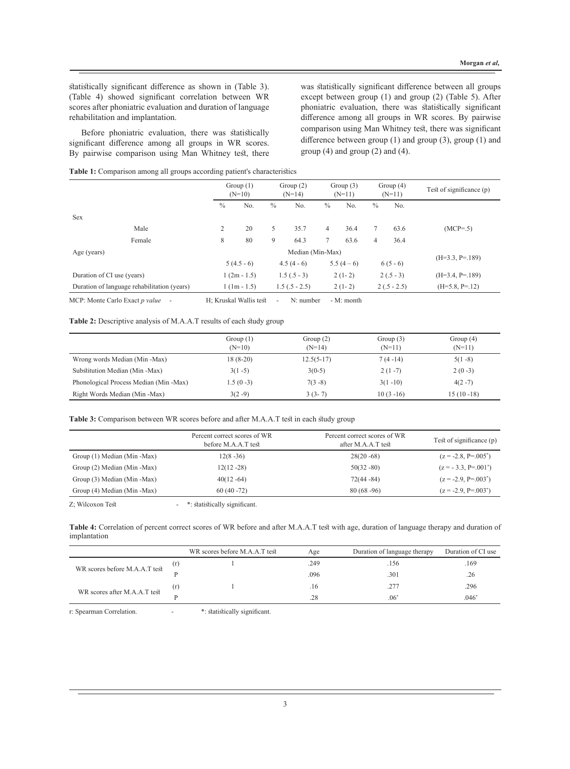statistically significant difference as shown in (Table 3). (Table 4) showed significant correlation between WR scores after phoniatric evaluation and duration of language rehabilitation and implantation.

Before phoniatric evaluation, there was statistically significant difference among all groups in WR scores. By pairwise comparison using Man Whitney test, there was statistically significant difference between all groups except between group (1) and group (2) (Table 5). After phoniatric evaluation, there was statistically significant difference among all groups in WR scores. By pairwise comparison using Man Whitney test, there was significant difference between group (1) and group (3), group (1) and group (4) and group (2) and (4).

**Table 1:** Comparison among all groups according patient's characteristics

| | Group (1) (N=10) | | Group (2) (N=14) | | Group (3) (N=11) | | Group (4) (N=11) | | Test of significance (p) |
|---|---|---|---|---|---|---|---|---|---|
| | % | No. | % | No. | % | No. | % | No. | |
| Sex | | | | | | | | | |
| Male | 2 | 20 | 5 | 35.7 | 4 | 36.4 | 7 | 63.6 | (MCP=.5) |
| Female | 8 | 80 | 9 | 64.3 | 7 | 63.6 | 4 | 36.4 | |
| Age (years) | Median (Min-Max) | | | | | | | | (H=3.3, P=.189) |
| | 5 (4.5 - 6) | | 4.5 (4 - 6) | | 5.5 (4 – 6) | | 6 (5 - 6) | | |
| Duration of CI use (years) | 1 (2m - 1.5) | | 1.5 (.5 - 3) | | 2 (1- 2) | | 2 (.5 - 3) | | (H=3.4, P=.189) |
| Duration of language rehabilitation (years) | 1 (1m - 1.5) | | 1.5 (.5 - 2.5) | | 2 (1- 2) | | 2 (.5 - 2.5) | | (H=5.8, P=.12) |

MCP: Monte Carlo Exact *p value* - H; Kruskal Wallis test - N: number - M: month

**Table 2:** Descriptive analysis of M.A.A.T results of each study group

| | Group (1) (N=10) | Group (2) (N=14) | Group (3) (N=11) | Group (4) (N=11) |
|---|---|---|---|---|
| Wrong words Median (Min -Max) | 18 (8-20) | 12.5(5-17) | 7 (4 -14) | 5(1 -8) |
| Substitution Median (Min -Max) | 3(1 -5) | 3(0-5) | 2 (1 -7) | 2 (0 -3) |
| Phonological Process Median (Min -Max) | 1.5 (0 -3) | 7(3 -8) | 3(1 -10) | 4(2 -7) |
| Right Words Median (Min -Max) | 3(2 -9) | 3 (3- 7) | 10 (3 -16) | 15 (10 -18) |

**Table 3:** Comparison between WR scores before and after M.A.A.T test in each study group

| | Percent correct scores of WR before M.A.A.T test | Percent correct scores of WR after M.A.A.T test | Test of significance (p) |
|---|---|---|---|
| Group (1) Median (Min -Max) | 12(8 -36) | 28(20 -68) | (z = -2.8, P=.005*) |
| Group (2) Median (Min -Max) | 12(12 -28) | 50(32 -80) | (z = - 3.3, P=.001*) |
| Group (3) Median (Min -Max) | 40(12 -64) | 72(44 -84) | (z = -2.9, P=.003*) |
| Group (4) Median (Min -Max) | 60 (40 -72) | 80 (68 -96) | (z = -2.9, P=.003*) |

Z; Wilcoxon Test - *: statistically significant.

**Table 4:** Correlation of percent correct scores of WR before and after M.A.A.T test with age, duration of language therapy and duration of implantation

| | | WR scores before M.A.A.T test | Age | Duration of language therapy | Duration of CI use |
|---|---|---|---|---|---|
| WR scores before M.A.A.T test | (r) | 1 | .249 | .156 | .169 |
| | P | | .096 | .301 | .26 |
| WR scores after M.A.A.T test | (r) | 1 | .16 | .277 | .296 |
| | P | | .28 | .06* | .046* |

r: Spearman Correlation. - *: statistically significant.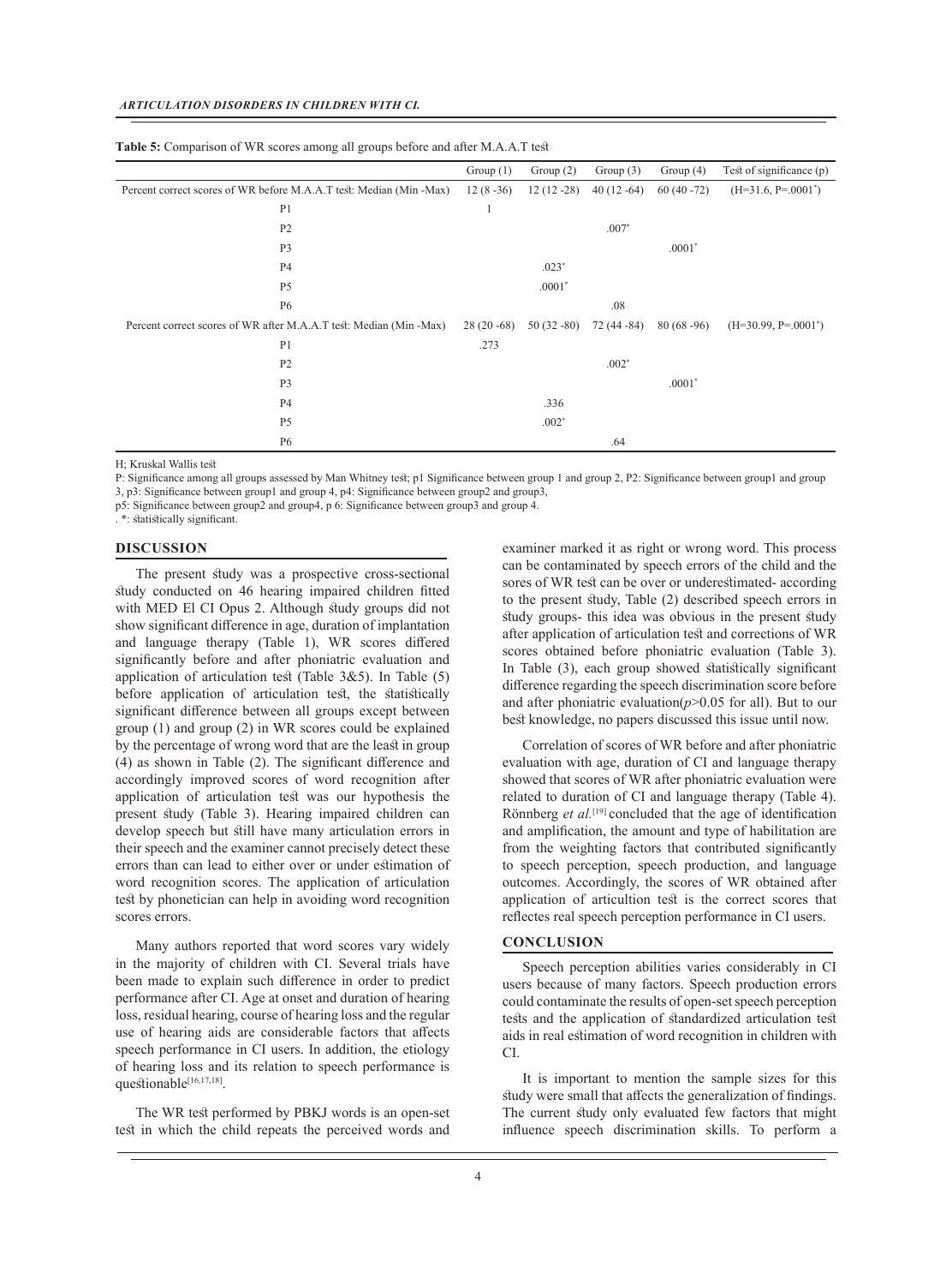**Table 5:** Comparison of WR scores among all groups before and after M.A.A.T test

| | Group (1) | Group (2) | Group (3) | Group (4) | Test of significance (p) |
|---|---|---|---|---|---|
| Percent correct scores of WR before M.A.A.T test: Median (Min -Max) | 12 (8 -36) | 12 (12 -28) | 40 (12 -64) | 60 (40 -72) | (H=31.6, P=.0001*) |
| P1 | 1 | | | | |
| P2 | | | .007* | | |
| P3 | | | | .0001* | |
| P4 | | .023* | | | |
| P5 | | .0001* | | | |
| P6 | | | .08 | | |
| Percent correct scores of WR after M.A.A.T test: Median (Min -Max) | 28 (20 -68) | 50 (32 -80) | 72 (44 -84) | 80 (68 -96) | (H=30.99, P=.0001*) |
| P1 | .273 | | | | |
| P2 | | | .002* | | |
| P3 | | | | .0001* | |
| P4 | | .336 | | | |
| P5 | | .002* | | | |
| P6 | | | .64 | | |

H; Kruskal Wallis test

P: Significance among all groups assessed by Man Whitney test; p1 Significance between group 1 and group 2, P2: Significance between group1 and group 3, p3: Significance between group1 and group 4, p4: Significance between group2 and group3,

p5: Significance between group2 and group4, p 6: Significance between group3 and group 4.

. *: statistically significant.

## DISCUSSION

The present study was a prospective cross-sectional study conducted on 46 hearing impaired children fitted with MED El CI Opus 2. Although study groups did not show significant difference in age, duration of implantation and language therapy (Table 1), WR scores differed significantly before and after phoniatric evaluation and application of articulation test (Table 3&5). In Table (5) before application of articulation test, the statistically significant difference between all groups except between group (1) and group (2) in WR scores could be explained by the percentage of wrong word that are the least in group (4) as shown in Table (2). The significant difference and accordingly improved scores of word recognition after application of articulation test was our hypothesis the present study (Table 3). Hearing impaired children can develop speech but still have many articulation errors in their speech and the examiner cannot precisely detect these errors than can lead to either over or under estimation of word recognition scores. The application of articulation test by phonetician can help in avoiding word recognition scores errors.

Many authors reported that word scores vary widely in the majority of children with CI. Several trials have been made to explain such difference in order to predict performance after CI. Age at onset and duration of hearing loss, residual hearing, course of hearing loss and the regular use of hearing aids are considerable factors that affects speech performance in CI users. In addition, the etiology of hearing loss and its relation to speech performance is questionable[16,17,18].

The WR test performed by PBKJ words is an open-set test in which the child repeats the perceived words and examiner marked it as right or wrong word. This process can be contaminated by speech errors of the child and the sores of WR test can be over or underestimated- according to the present study, Table (2) described speech errors in study groups- this idea was obvious in the present study after application of articulation test and corrections of WR scores obtained before phoniatric evaluation (Table 3). In Table (3), each group showed statistically significant difference regarding the speech discrimination score before and after phoniatric evaluation($p$>0.05 for all). But to our best knowledge, no papers discussed this issue until now.

Correlation of scores of WR before and after phoniatric evaluation with age, duration of CI and language therapy showed that scores of WR after phoniatric evaluation were related to duration of CI and language therapy (Table 4). Rönnberg *et al.*[19] concluded that the age of identification and amplification, the amount and type of habilitation are from the weighting factors that contributed significantly to speech perception, speech production, and language outcomes. Accordingly, the scores of WR obtained after application of articultion test is the correct scores that reflectes real speech perception performance in CI users.

## CONCLUSION

Speech perception abilities varies considerably in CI users because of many factors. Speech production errors could contaminate the results of open-set speech perception tests and the application of standardized articulation test aids in real estimation of word recognition in children with CI.

It is important to mention the sample sizes for this study were small that affects the generalization of findings. The current study only evaluated few factors that might influence speech discrimination skills. To perform a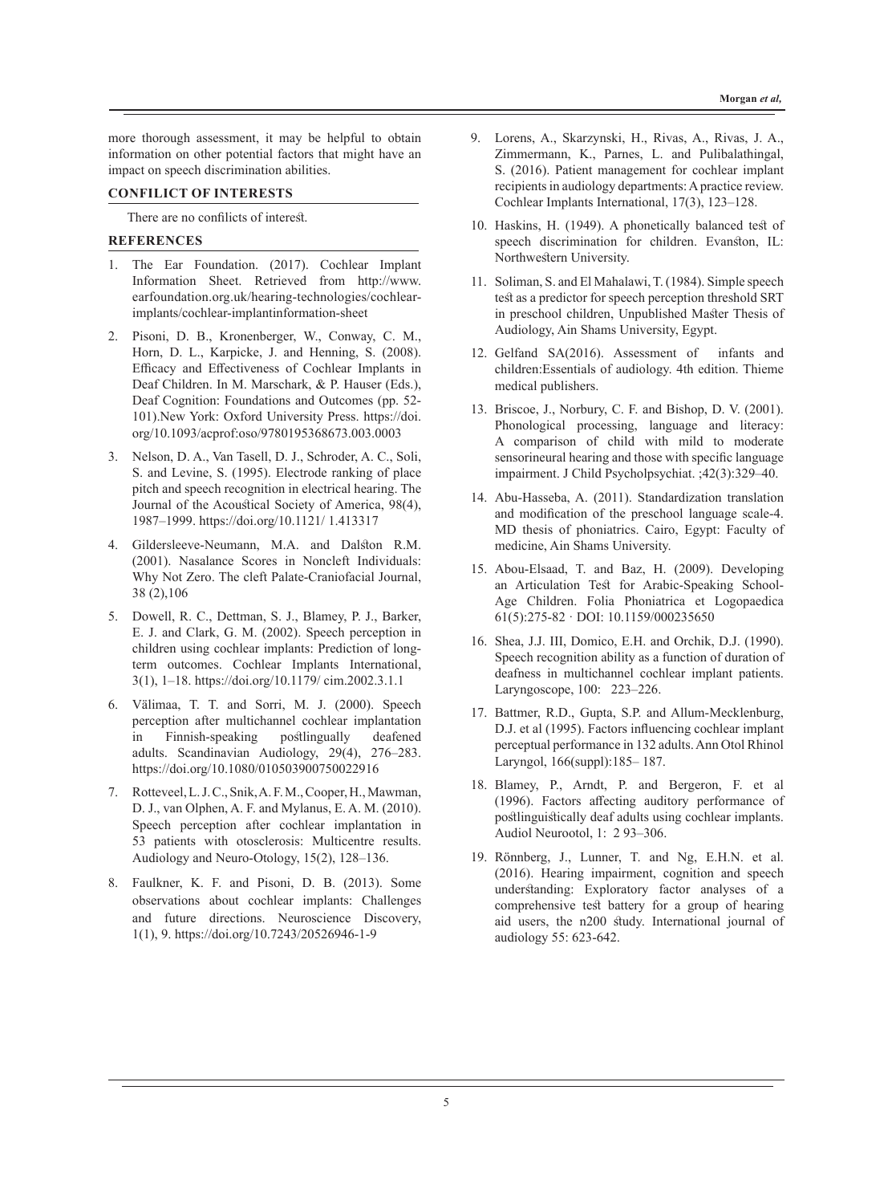more thorough assessment, it may be helpful to obtain information on other potential factors that might have an impact on speech discrimination abilities.

## CONFILICT OF INTERESTS

There are no confilicts of interest.

## REFERENCES

1. The Ear Foundation. (2017). Cochlear Implant Information Sheet. Retrieved from http://www.earfoundation.org.uk/hearing-technologies/cochlear-implants/cochlear-implantinformation-sheet
2. Pisoni, D. B., Kronenberger, W., Conway, C. M., Horn, D. L., Karpicke, J. and Henning, S. (2008). Efficacy and Effectiveness of Cochlear Implants in Deaf Children. In M. Marschark, & P. Hauser (Eds.), Deaf Cognition: Foundations and Outcomes (pp. 52-101).New York: Oxford University Press. https://doi.org/10.1093/acprof:oso/9780195368673.003.0003
3. Nelson, D. A., Van Tasell, D. J., Schroder, A. C., Soli, S. and Levine, S. (1995). Electrode ranking of place pitch and speech recognition in electrical hearing. The Journal of the Acoustical Society of America, 98(4), 1987–1999. https://doi.org/10.1121/ 1.413317
4. Gildersleeve-Neumann, M.A. and Dalston R.M. (2001). Nasalance Scores in Noncleft Individuals: Why Not Zero. The cleft Palate-Craniofacial Journal, 38 (2),106
5. Dowell, R. C., Dettman, S. J., Blamey, P. J., Barker, E. J. and Clark, G. M. (2002). Speech perception in children using cochlear implants: Prediction of long-term outcomes. Cochlear Implants International, 3(1), 1–18. https://doi.org/10.1179/ cim.2002.3.1.1
6. Välimaa, T. T. and Sorri, M. J. (2000). Speech perception after multichannel cochlear implantation in Finnish-speaking postlingually deafened adults. Scandinavian Audiology, 29(4), 276–283. https://doi.org/10.1080/010503900750022916
7. Rotteveel, L. J. C., Snik, A. F. M., Cooper, H., Mawman, D. J., van Olphen, A. F. and Mylanus, E. A. M. (2010). Speech perception after cochlear implantation in 53 patients with otosclerosis: Multicentre results. Audiology and Neuro-Otology, 15(2), 128–136.
8. Faulkner, K. F. and Pisoni, D. B. (2013). Some observations about cochlear implants: Challenges and future directions. Neuroscience Discovery, 1(1), 9. https://doi.org/10.7243/20526946-1-9
9. Lorens, A., Skarzynski, H., Rivas, A., Rivas, J. A., Zimmermann, K., Parnes, L. and Pulibalathingal, S. (2016). Patient management for cochlear implant recipients in audiology departments: A practice review. Cochlear Implants International, 17(3), 123–128.
10. Haskins, H. (1949). A phonetically balanced test of speech discrimination for children. Evanston, IL: Northwestern University.
11. Soliman, S. and El Mahalawi, T. (1984). Simple speech test as a predictor for speech perception threshold SRT in preschool children, Unpublished Master Thesis of Audiology, Ain Shams University, Egypt.
12. Gelfand SA(2016). Assessment of infants and children:Essentials of audiology. 4th edition. Thieme medical publishers.
13. Briscoe, J., Norbury, C. F. and Bishop, D. V. (2001). Phonological processing, language and literacy: A comparison of child with mild to moderate sensorineural hearing and those with specific language impairment. J Child Psycholpsychiat. ;42(3):329–40.
14. Abu-Hasseba, A. (2011). Standardization translation and modification of the preschool language scale-4. MD thesis of phoniatrics. Cairo, Egypt: Faculty of medicine, Ain Shams University.
15. Abou-Elsaad, T. and Baz, H. (2009). Developing an Articulation Test for Arabic-Speaking School-Age Children. Folia Phoniatrica et Logopaedica 61(5):275-82 · DOI: 10.1159/000235650
16. Shea, J.J. III, Domico, E.H. and Orchik, D.J. (1990). Speech recognition ability as a function of duration of deafness in multichannel cochlear implant patients. Laryngoscope, 100: 223–226.
17. Battmer, R.D., Gupta, S.P. and Allum-Mecklenburg, D.J. et al (1995). Factors influencing cochlear implant perceptual performance in 132 adults. Ann Otol Rhinol Laryngol, 166(suppl):185– 187.
18. Blamey, P., Arndt, P. and Bergeron, F. et al (1996). Factors affecting auditory performance of postlinguistically deaf adults using cochlear implants. Audiol Neurootol, 1: 2 93–306.
19. Rönnberg, J., Lunner, T. and Ng, E.H.N. et al. (2016). Hearing impairment, cognition and speech understanding: Exploratory factor analyses of a comprehensive test battery for a group of hearing aid users, the n200 study. International journal of audiology 55: 623-642.